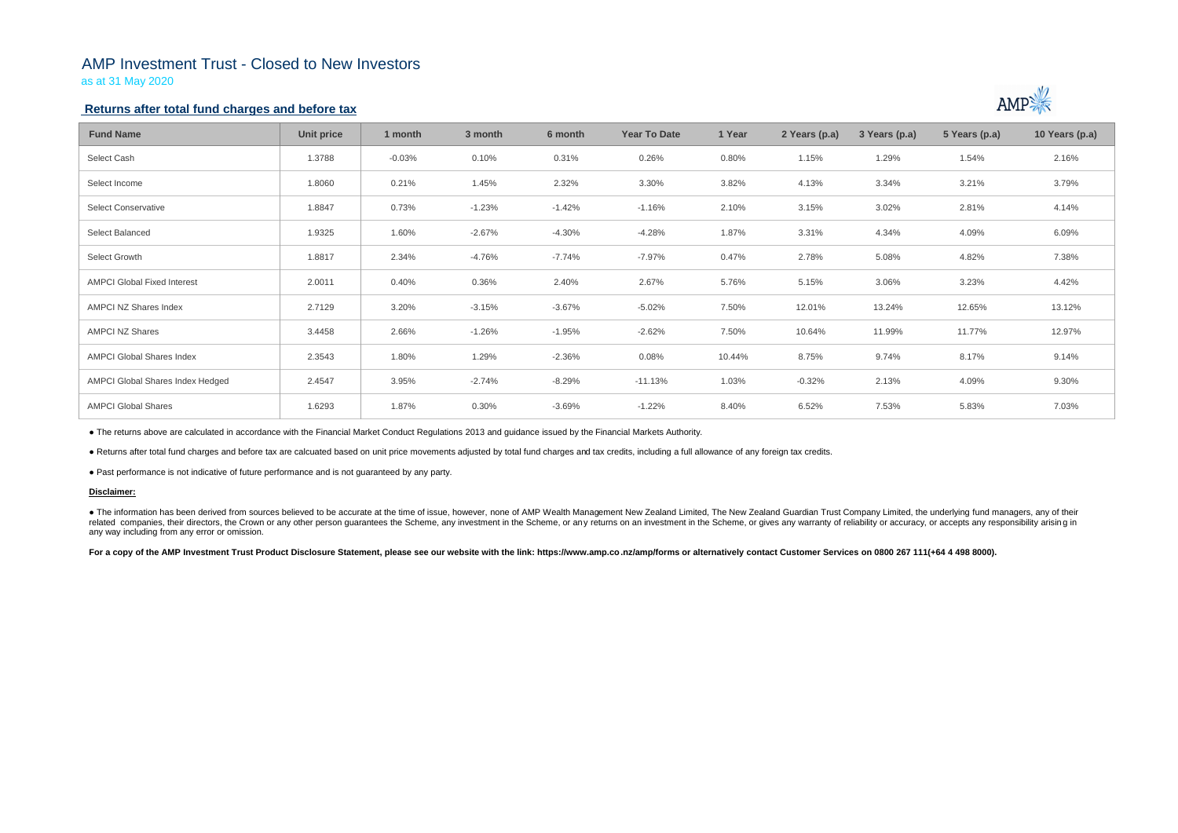# AMP Investment Trust - Closed to New Investors

as at 31 May 2020

## Returns after total fund charges and before tax

| Fund Name | Unit price | 1 month | 3 month | 6 month | Year To Date | 1 Year | 2 Years (p.a) | 3 Years (p.a) | 5 Years (p.a) | 10 Years (p.a) |
|---|---|---|---|---|---|---|---|---|---|---|
| Select Cash | 1.3788 | -0.03% | 0.10% | 0.31% | 0.26% | 0.80% | 1.15% | 1.29% | 1.54% | 2.16% |
| Select Income | 1.8060 | 0.21% | 1.45% | 2.32% | 3.30% | 3.82% | 4.13% | 3.34% | 3.21% | 3.79% |
| Select Conservative | 1.8847 | 0.73% | -1.23% | -1.42% | -1.16% | 2.10% | 3.15% | 3.02% | 2.81% | 4.14% |
| Select Balanced | 1.9325 | 1.60% | -2.67% | -4.30% | -4.28% | 1.87% | 3.31% | 4.34% | 4.09% | 6.09% |
| Select Growth | 1.8817 | 2.34% | -4.76% | -7.74% | -7.97% | 0.47% | 2.78% | 5.08% | 4.82% | 7.38% |
| AMPCI Global Fixed Interest | 2.0011 | 0.40% | 0.36% | 2.40% | 2.67% | 5.76% | 5.15% | 3.06% | 3.23% | 4.42% |
| AMPCI NZ Shares Index | 2.7129 | 3.20% | -3.15% | -3.67% | -5.02% | 7.50% | 12.01% | 13.24% | 12.65% | 13.12% |
| AMPCI NZ Shares | 3.4458 | 2.66% | -1.26% | -1.95% | -2.62% | 7.50% | 10.64% | 11.99% | 11.77% | 12.97% |
| AMPCI Global Shares Index | 2.3543 | 1.80% | 1.29% | -2.36% | 0.08% | 10.44% | 8.75% | 9.74% | 8.17% | 9.14% |
| AMPCI Global Shares Index Hedged | 2.4547 | 3.95% | -2.74% | -8.29% | -11.13% | 1.03% | -0.32% | 2.13% | 4.09% | 9.30% |
| AMPCI Global Shares | 1.6293 | 1.87% | 0.30% | -3.69% | -1.22% | 8.40% | 6.52% | 7.53% | 5.83% | 7.03% |

- The returns above are calculated in accordance with the Financial Market Conduct Regulations 2013 and guidance issued by the Financial Markets Authority.

- Returns after total fund charges and before tax are calcuated based on unit price movements adjusted by total fund charges and tax credits, including a full allowance of any foreign tax credits.

- Past performance is not indicative of future performance and is not guaranteed by any party.

**Disclaimer:**

- The information has been derived from sources believed to be accurate at the time of issue, however, none of AMP Wealth Management New Zealand Limited, The New Zealand Guardian Trust Company Limited, the underlying fund managers, any of their related companies, their directors, the Crown or any other person guarantees the Scheme, any investment in the Scheme, or any returns on an investment in the Scheme, or gives any warranty of reliability or accuracy, or accepts any responsibility arising in any way including from any error or omission.

**For a copy of the AMP Investment Trust Product Disclosure Statement, please see our website with the link: https://www.amp.co.nz/amp/forms or alternatively contact Customer Services on 0800 267 111(+64 4 498 8000).**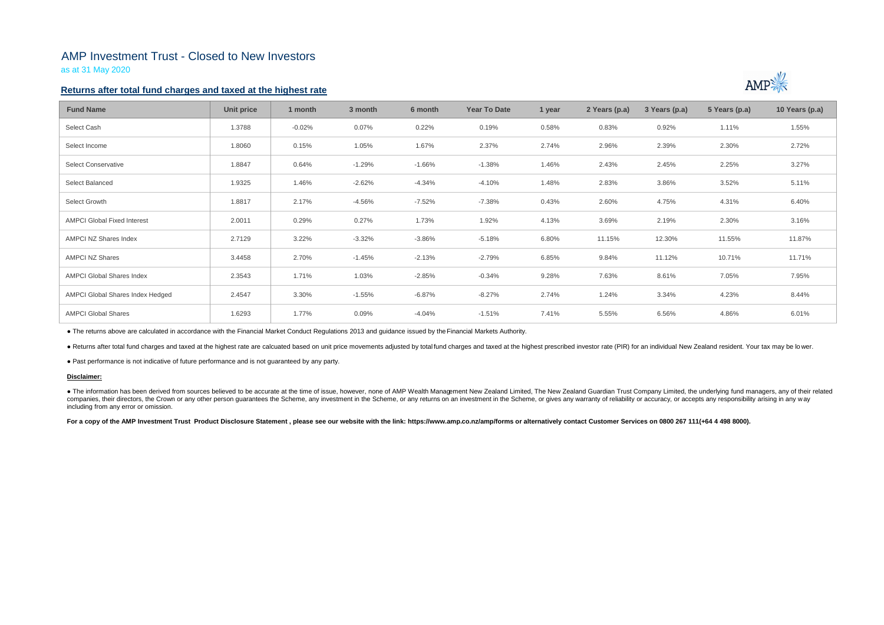# AMP Investment Trust - Closed to New Investors

as at 31 May 2020

## Returns after total fund charges and taxed at the highest rate

| Fund Name | Unit price | 1 month | 3 month | 6 month | Year To Date | 1 year | 2 Years (p.a) | 3 Years (p.a) | 5 Years (p.a) | 10 Years (p.a) |
|---|---|---|---|---|---|---|---|---|---|---|
| Select Cash | 1.3788 | -0.02% | 0.07% | 0.22% | 0.19% | 0.58% | 0.83% | 0.92% | 1.11% | 1.55% |
| Select Income | 1.8060 | 0.15% | 1.05% | 1.67% | 2.37% | 2.74% | 2.96% | 2.39% | 2.30% | 2.72% |
| Select Conservative | 1.8847 | 0.64% | -1.29% | -1.66% | -1.38% | 1.46% | 2.43% | 2.45% | 2.25% | 3.27% |
| Select Balanced | 1.9325 | 1.46% | -2.62% | -4.34% | -4.10% | 1.48% | 2.83% | 3.86% | 3.52% | 5.11% |
| Select Growth | 1.8817 | 2.17% | -4.56% | -7.52% | -7.38% | 0.43% | 2.60% | 4.75% | 4.31% | 6.40% |
| AMPCI Global Fixed Interest | 2.0011 | 0.29% | 0.27% | 1.73% | 1.92% | 4.13% | 3.69% | 2.19% | 2.30% | 3.16% |
| AMPCI NZ Shares Index | 2.7129 | 3.22% | -3.32% | -3.86% | -5.18% | 6.80% | 11.15% | 12.30% | 11.55% | 11.87% |
| AMPCI NZ Shares | 3.4458 | 2.70% | -1.45% | -2.13% | -2.79% | 6.85% | 9.84% | 11.12% | 10.71% | 11.71% |
| AMPCI Global Shares Index | 2.3543 | 1.71% | 1.03% | -2.85% | -0.34% | 9.28% | 7.63% | 8.61% | 7.05% | 7.95% |
| AMPCI Global Shares Index Hedged | 2.4547 | 3.30% | -1.55% | -6.87% | -8.27% | 2.74% | 1.24% | 3.34% | 4.23% | 8.44% |
| AMPCI Global Shares | 1.6293 | 1.77% | 0.09% | -4.04% | -1.51% | 7.41% | 5.55% | 6.56% | 4.86% | 6.01% |

● The returns above are calculated in accordance with the Financial Market Conduct Regulations 2013 and guidance issued by the Financial Markets Authority.

● Returns after total fund charges and taxed at the highest rate are calcuated based on unit price movements adjusted by total fund charges and taxed at the highest prescribed investor rate (PIR) for an individual New Zealand resident. Your tax may be lower.

● Past performance is not indicative of future performance and is not guaranteed by any party.

**Disclaimer:**

● The information has been derived from sources believed to be accurate at the time of issue, however, none of AMP Wealth Management New Zealand Limited, The New Zealand Guardian Trust Company Limited, the underlying fund managers, any of their related companies, their directors, the Crown or any other person guarantees the Scheme, any investment in the Scheme, or any returns on an investment in the Scheme, or gives any warranty of reliability or accuracy, or accepts any responsibility arising in any way including from any error or omission.

**For a copy of the AMP Investment Trust Product Disclosure Statement , please see our website with the link: https://www.amp.co.nz/amp/forms or alternatively contact Customer Services on 0800 267 111(+64 4 498 8000).**